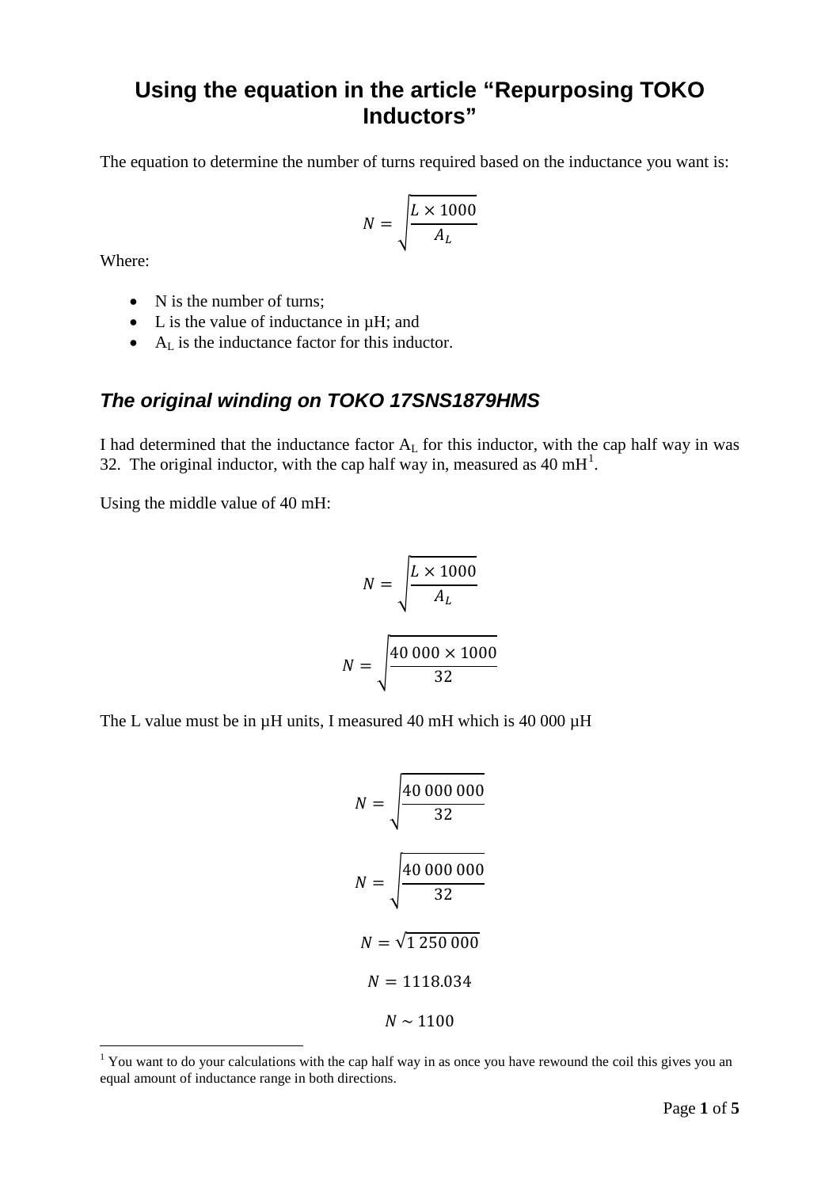# Using the equation in the article "Repurposing TOKO Inductors"

The equation to determine the number of turns required based on the inductance you want is:

$$N = \sqrt{\frac{L \times 1000}{A_L}}$$

Where:

- N is the number of turns;
- L is the value of inductance in µH; and
- $A_L$ is the inductance factor for this inductor.

## *The original winding on TOKO 17SNS1879HMS*

I had determined that the inductance factor $A_L$ for this inductor, with the cap half way in was 32. The original inductor, with the cap half way in, measured as 40 mH[1].

Using the middle value of 40 mH:

$$N = \sqrt{\frac{L \times 1000}{A_L}}$$

$$N = \sqrt{\frac{40\,000 \times 1000}{32}}$$

The L value must be in µH units, I measured 40 mH which is 40 000 µH

$$N = \sqrt{\frac{40\,000\,000}{32}}$$

$$N = \sqrt{\frac{40\,000\,000}{32}}$$

$$N = \sqrt{1\,250\,000}$$

$$N = 1118.034$$

$$N \sim 1100$$

[1] You want to do your calculations with the cap half way in as once you have rewound the coil this gives you an equal amount of inductance range in both directions.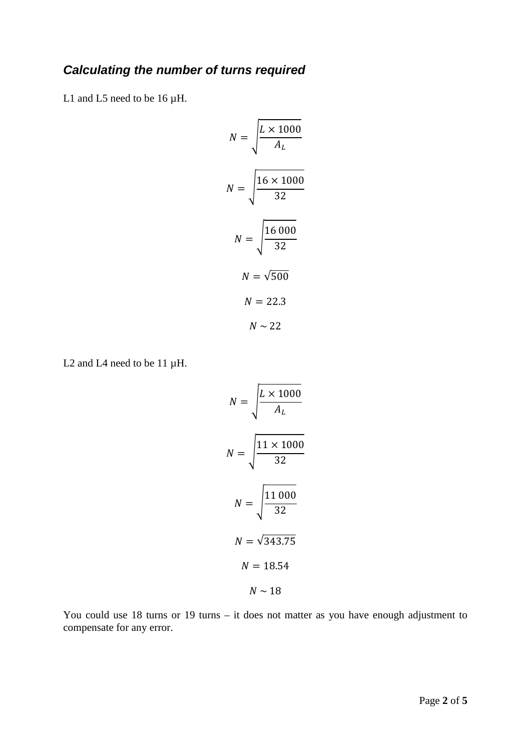### ***Calculating the number of turns required***

L1 and L5 need to be 16 µH.

$$N = \sqrt{\frac{L \times 1000}{A_L}}$$

$$N = \sqrt{\frac{16 \times 1000}{32}}$$

$$N = \sqrt{\frac{16\,000}{32}}$$

$$N = \sqrt{500}$$

$$N = 22.3$$

$$N \sim 22$$

L2 and L4 need to be 11 µH.

$$N = \sqrt{\frac{L \times 1000}{A_L}}$$

$$N = \sqrt{\frac{11 \times 1000}{32}}$$

$$N = \sqrt{\frac{11\,000}{32}}$$

$$N = \sqrt{343.75}$$

$$N = 18.54$$

$$N \sim 18$$

You could use 18 turns or 19 turns – it does not matter as you have enough adjustment to compensate for any error.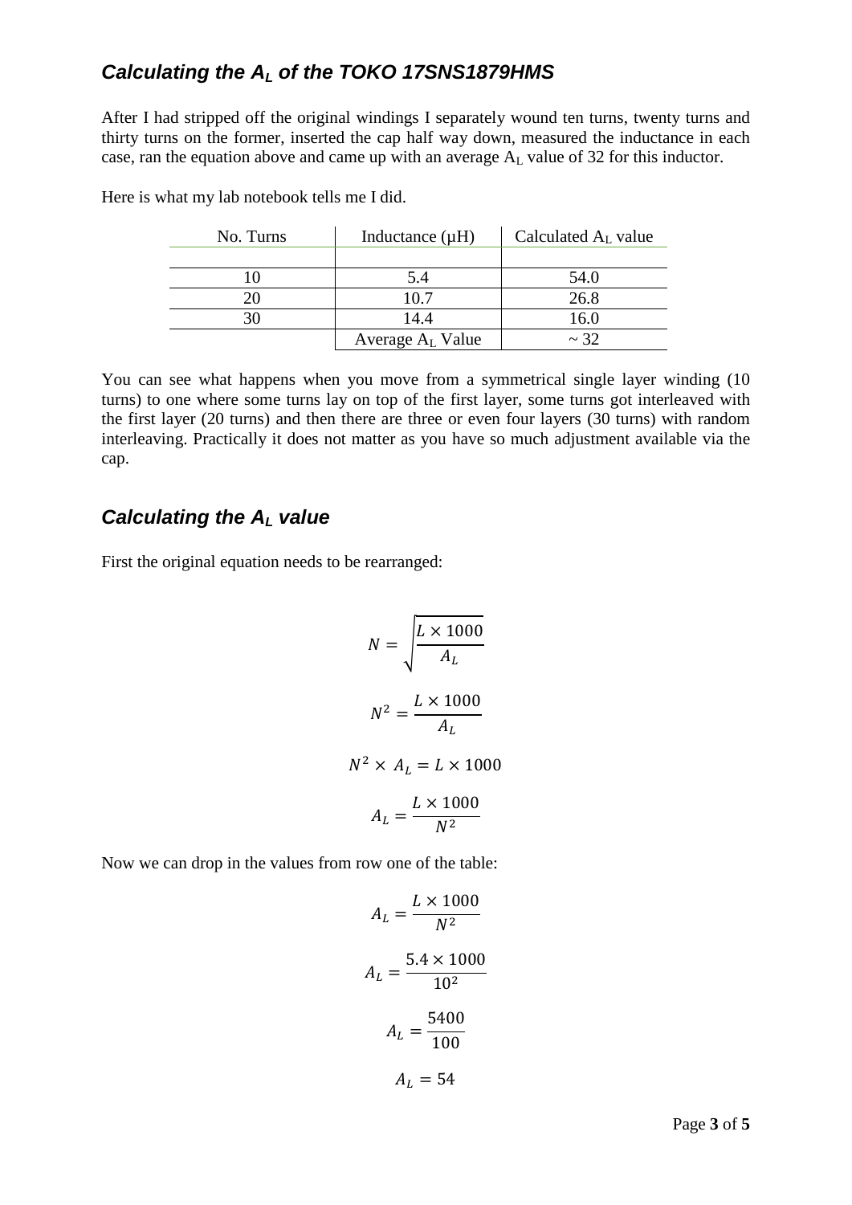## *Calculating the $A_L$ of the TOKO 17SNS1879HMS*

After I had stripped off the original windings I separately wound ten turns, twenty turns and thirty turns on the former, inserted the cap half way down, measured the inductance in each case, ran the equation above and came up with an average $A_L$ value of 32 for this inductor.

Here is what my lab notebook tells me I did.

| No. Turns | Inductance (µH) | Calculated $A_L$ value |
|---|---|---|
| | | |
| 10 | 5.4 | 54.0 |
| 20 | 10.7 | 26.8 |
| 30 | 14.4 | 16.0 |
| | Average $A_L$ Value | ~ 32 |

You can see what happens when you move from a symmetrical single layer winding (10 turns) to one where some turns lay on top of the first layer, some turns got interleaved with the first layer (20 turns) and then there are three or even four layers (30 turns) with random interleaving. Practically it does not matter as you have so much adjustment available via the cap.

## *Calculating the $A_L$ value*

First the original equation needs to be rearranged:

$$N = \sqrt{\frac{L \times 1000}{A_L}}$$

$$N^2 = \frac{L \times 1000}{A_L}$$

$$N^2 \times A_L = L \times 1000$$

$$A_L = \frac{L \times 1000}{N^2}$$

Now we can drop in the values from row one of the table:

$$A_L = \frac{L \times 1000}{N^2}$$

$$A_L = \frac{5.4 \times 1000}{10^2}$$

$$A_L = \frac{5400}{100}$$

$$A_L = 54$$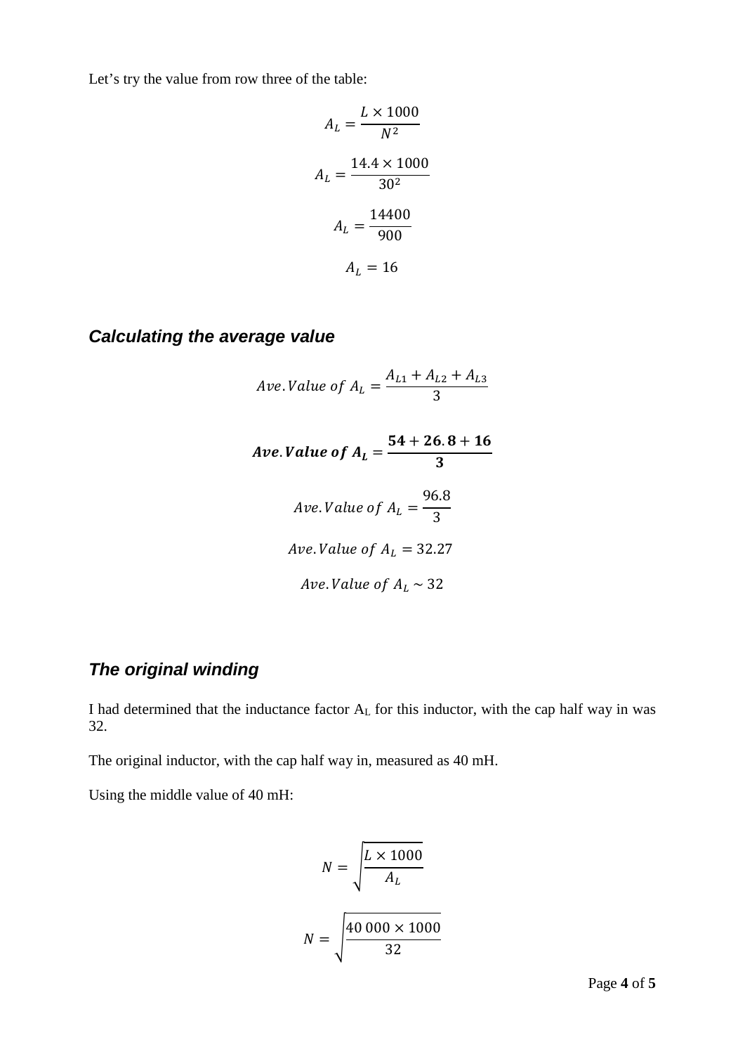Let's try the value from row three of the table:

$$A_L = \frac{L \times 1000}{N^2}$$

$$A_L = \frac{14.4 \times 1000}{30^2}$$

$$A_L = \frac{14400}{900}$$

$$A_L = 16$$

### *Calculating the average value*

$$Ave. Value\ of\ A_L = \frac{A_{L1} + A_{L2} + A_{L3}}{3}$$

$$\boldsymbol{Ave. Value\ of\ A_L = \frac{54 + 26.8 + 16}{3}}$$

$$Ave. Value\ of\ A_L = \frac{96.8}{3}$$

$$Ave. Value\ of\ A_L = 32.27$$

$$Ave. Value\ of\ A_L \sim 32$$

### *The original winding*

I had determined that the inductance factor $A_L$ for this inductor, with the cap half way in was 32.

The original inductor, with the cap half way in, measured as 40 mH.

Using the middle value of 40 mH:

$$N = \sqrt{\frac{L \times 1000}{A_L}}$$

$$N = \sqrt{\frac{40\,000 \times 1000}{32}}$$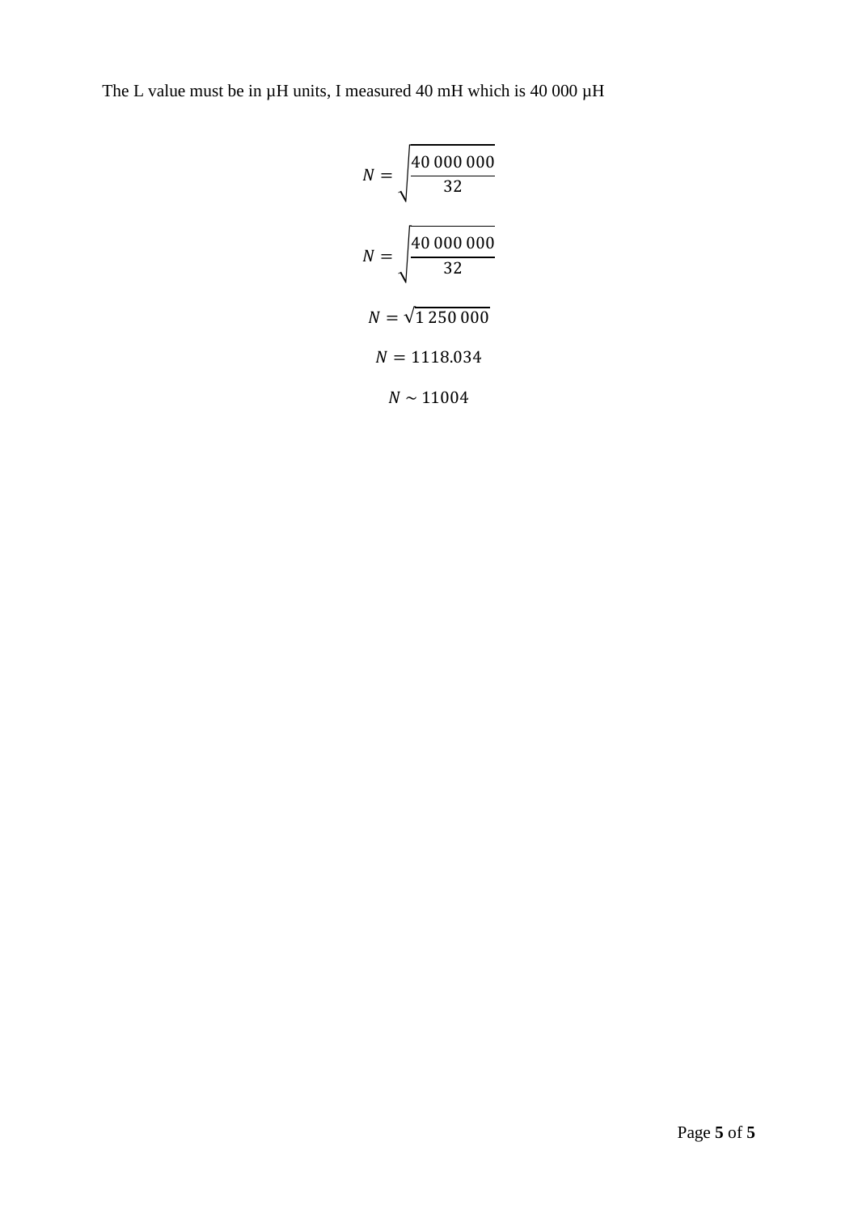The L value must be in µH units, I measured 40 mH which is 40 000 µH

$$N = \sqrt{\frac{40\,000\,000}{32}}$$

$$N = \sqrt{\frac{40\,000\,000}{32}}$$

$$N = \sqrt{1\,250\,000}$$

$$N = 1118.034$$

$$N \sim 11004$$